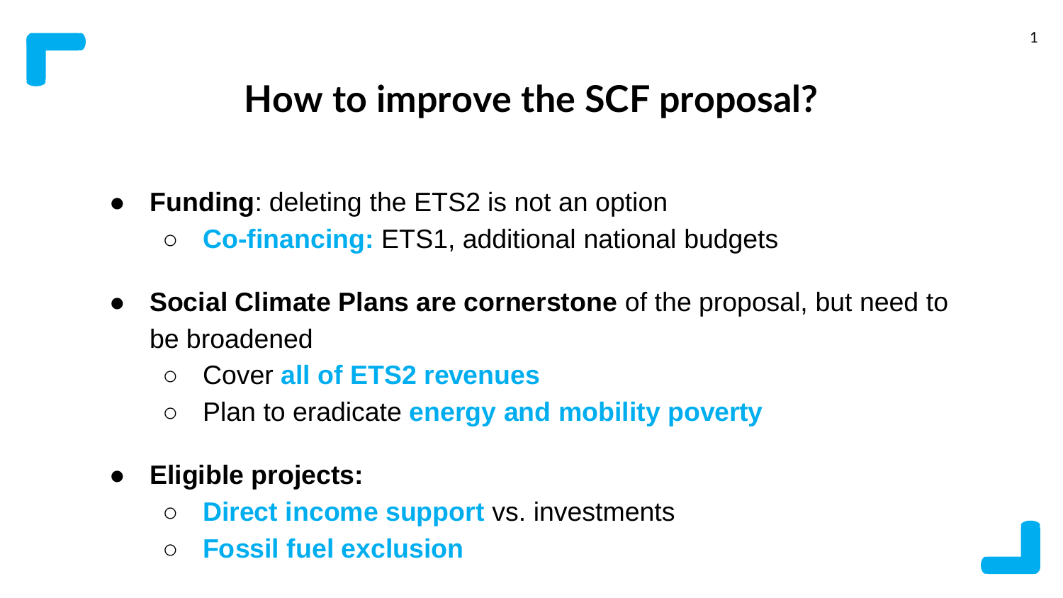# How to improve the SCF proposal?

- **Funding**: deleting the ETS2 is not an option
  - **Co-financing:** ETS1, additional national budgets
- **Social Climate Plans are cornerstone** of the proposal, but need to be broadened
  - Cover **all of ETS2 revenues**
  - Plan to eradicate **energy and mobility poverty**
- **Eligible projects:**
  - **Direct income support** vs. investments
  - **Fossil fuel exclusion**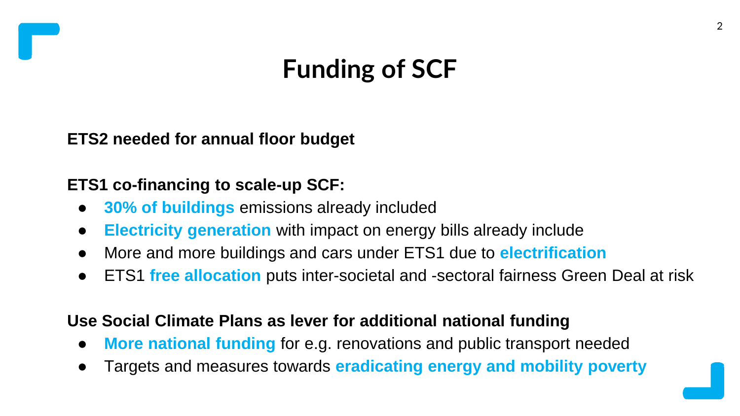# Funding of SCF

**ETS2 needed for annual floor budget**

**ETS1 co-financing to scale-up SCF:**

- **30% of buildings** emissions already included
- **Electricity generation** with impact on energy bills already include
- More and more buildings and cars under ETS1 due to **electrification**
- ETS1 **free allocation** puts inter-societal and -sectoral fairness Green Deal at risk

**Use Social Climate Plans as lever for additional national funding**

- **More national funding** for e.g. renovations and public transport needed
- Targets and measures towards **eradicating energy and mobility poverty**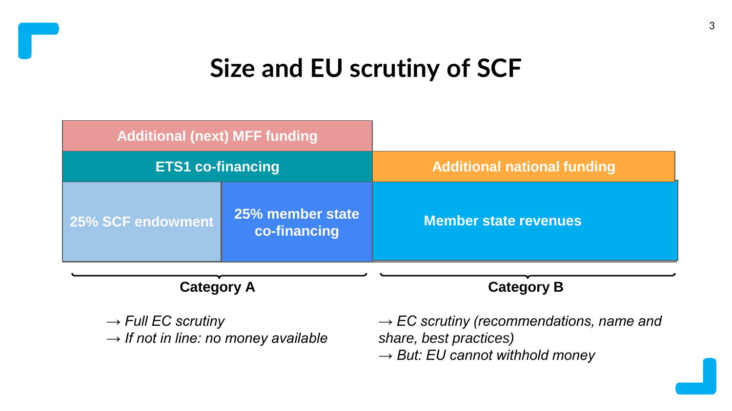# Size and EU scrutiny of SCF

Additional (next) MFF funding

ETS1 co-financing

Additional national funding

25% SCF endowment

25% member state co-financing

Member state revenues

**Category A**

*→ Full EC scrutiny*
*→ If not in line: no money available*

**Category B**

*→ EC scrutiny (recommendations, name and share, best practices)*
*→ But: EU cannot withhold money*